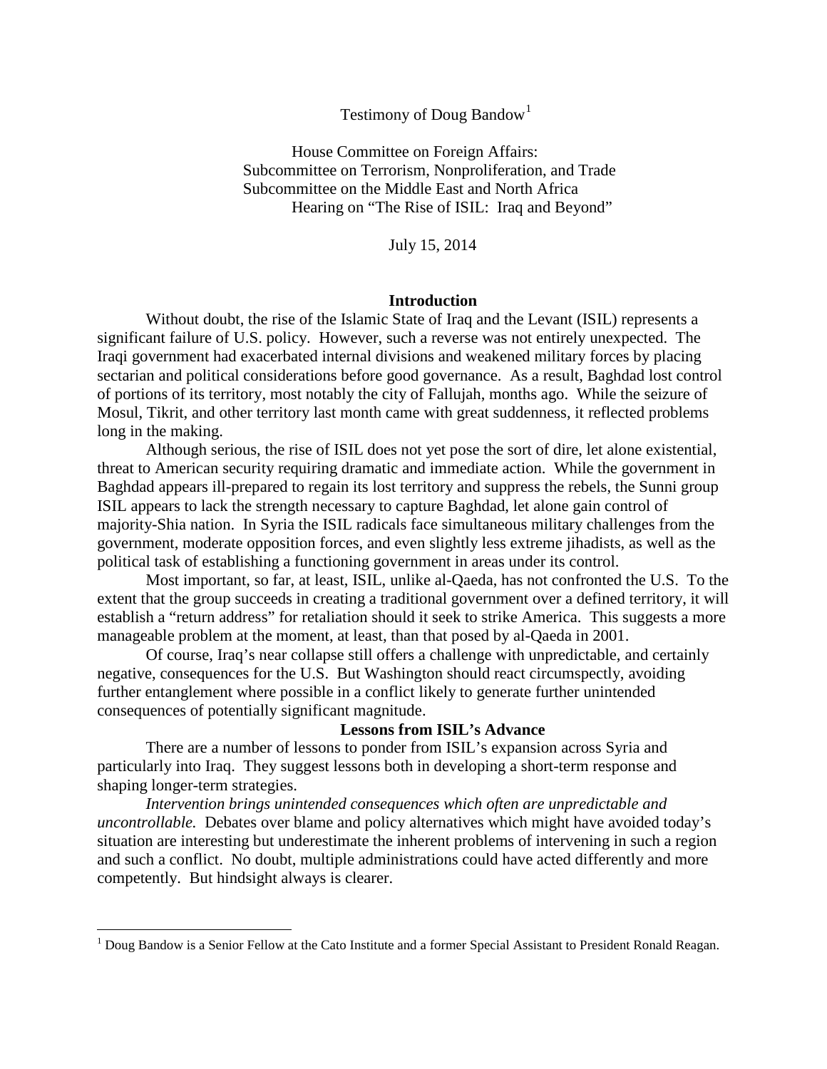Testimony of Doug Bandow[1]

House Committee on Foreign Affairs:
Subcommittee on Terrorism, Nonproliferation, and Trade
Subcommittee on the Middle East and North Africa
Hearing on "The Rise of ISIL: Iraq and Beyond"

July 15, 2014

## Introduction

Without doubt, the rise of the Islamic State of Iraq and the Levant (ISIL) represents a significant failure of U.S. policy. However, such a reverse was not entirely unexpected. The Iraqi government had exacerbated internal divisions and weakened military forces by placing sectarian and political considerations before good governance. As a result, Baghdad lost control of portions of its territory, most notably the city of Fallujah, months ago. While the seizure of Mosul, Tikrit, and other territory last month came with great suddenness, it reflected problems long in the making.

Although serious, the rise of ISIL does not yet pose the sort of dire, let alone existential, threat to American security requiring dramatic and immediate action. While the government in Baghdad appears ill-prepared to regain its lost territory and suppress the rebels, the Sunni group ISIL appears to lack the strength necessary to capture Baghdad, let alone gain control of majority-Shia nation. In Syria the ISIL radicals face simultaneous military challenges from the government, moderate opposition forces, and even slightly less extreme jihadists, as well as the political task of establishing a functioning government in areas under its control.

Most important, so far, at least, ISIL, unlike al-Qaeda, has not confronted the U.S. To the extent that the group succeeds in creating a traditional government over a defined territory, it will establish a "return address" for retaliation should it seek to strike America. This suggests a more manageable problem at the moment, at least, than that posed by al-Qaeda in 2001.

Of course, Iraq's near collapse still offers a challenge with unpredictable, and certainly negative, consequences for the U.S. But Washington should react circumspectly, avoiding further entanglement where possible in a conflict likely to generate further unintended consequences of potentially significant magnitude.

## Lessons from ISIL's Advance

There are a number of lessons to ponder from ISIL's expansion across Syria and particularly into Iraq. They suggest lessons both in developing a short-term response and shaping longer-term strategies.

*Intervention brings unintended consequences which often are unpredictable and uncontrollable.* Debates over blame and policy alternatives which might have avoided today's situation are interesting but underestimate the inherent problems of intervening in such a region and such a conflict. No doubt, multiple administrations could have acted differently and more competently. But hindsight always is clearer.

[1] Doug Bandow is a Senior Fellow at the Cato Institute and a former Special Assistant to President Ronald Reagan.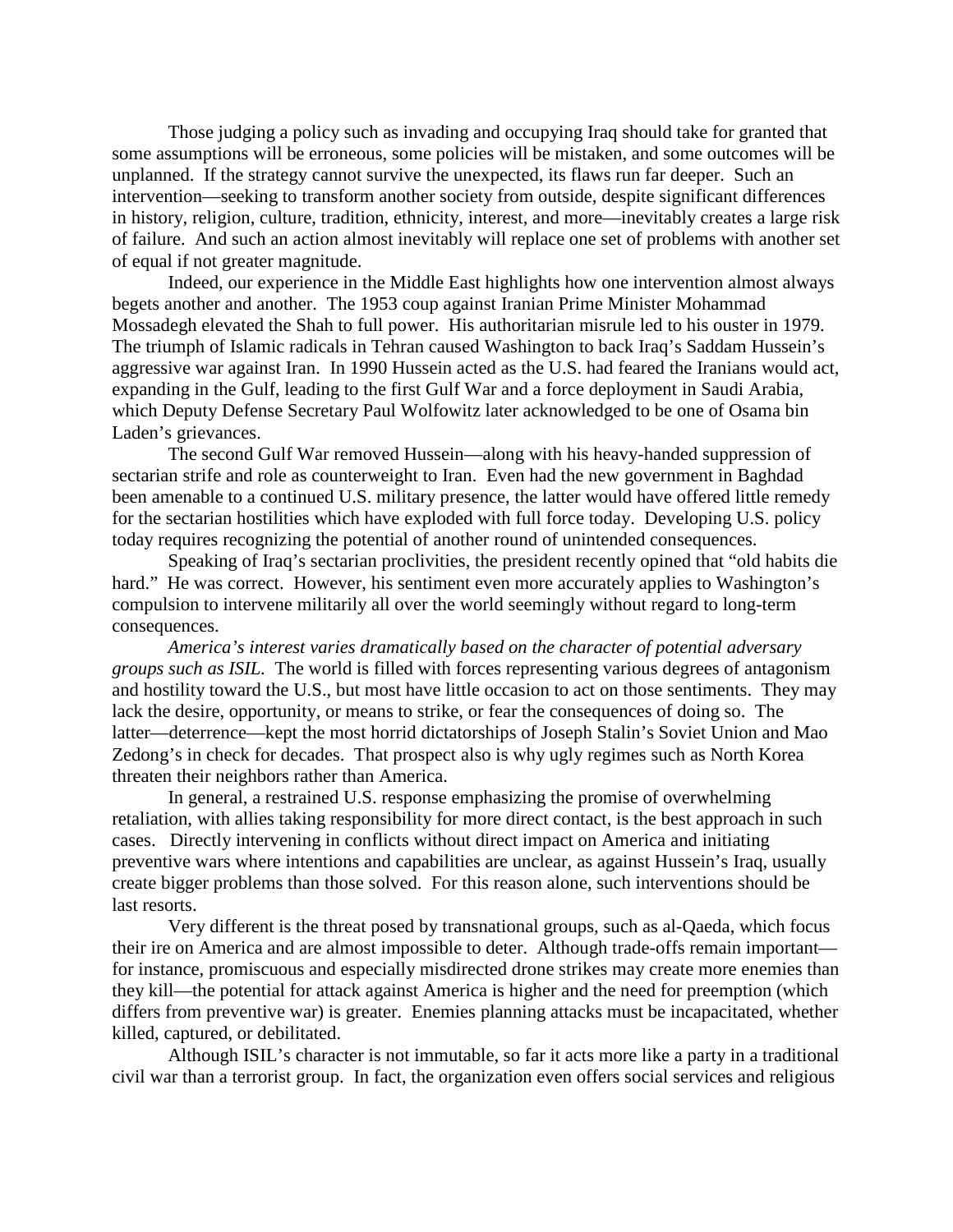Those judging a policy such as invading and occupying Iraq should take for granted that some assumptions will be erroneous, some policies will be mistaken, and some outcomes will be unplanned. If the strategy cannot survive the unexpected, its flaws run far deeper. Such an intervention—seeking to transform another society from outside, despite significant differences in history, religion, culture, tradition, ethnicity, interest, and more—inevitably creates a large risk of failure. And such an action almost inevitably will replace one set of problems with another set of equal if not greater magnitude.

Indeed, our experience in the Middle East highlights how one intervention almost always begets another and another. The 1953 coup against Iranian Prime Minister Mohammad Mossadegh elevated the Shah to full power. His authoritarian misrule led to his ouster in 1979. The triumph of Islamic radicals in Tehran caused Washington to back Iraq's Saddam Hussein's aggressive war against Iran. In 1990 Hussein acted as the U.S. had feared the Iranians would act, expanding in the Gulf, leading to the first Gulf War and a force deployment in Saudi Arabia, which Deputy Defense Secretary Paul Wolfowitz later acknowledged to be one of Osama bin Laden's grievances.

The second Gulf War removed Hussein—along with his heavy-handed suppression of sectarian strife and role as counterweight to Iran. Even had the new government in Baghdad been amenable to a continued U.S. military presence, the latter would have offered little remedy for the sectarian hostilities which have exploded with full force today. Developing U.S. policy today requires recognizing the potential of another round of unintended consequences.

Speaking of Iraq's sectarian proclivities, the president recently opined that "old habits die hard." He was correct. However, his sentiment even more accurately applies to Washington's compulsion to intervene militarily all over the world seemingly without regard to long-term consequences.

*America's interest varies dramatically based on the character of potential adversary groups such as ISIL.* The world is filled with forces representing various degrees of antagonism and hostility toward the U.S., but most have little occasion to act on those sentiments. They may lack the desire, opportunity, or means to strike, or fear the consequences of doing so. The latter—deterrence—kept the most horrid dictatorships of Joseph Stalin's Soviet Union and Mao Zedong's in check for decades. That prospect also is why ugly regimes such as North Korea threaten their neighbors rather than America.

In general, a restrained U.S. response emphasizing the promise of overwhelming retaliation, with allies taking responsibility for more direct contact, is the best approach in such cases. Directly intervening in conflicts without direct impact on America and initiating preventive wars where intentions and capabilities are unclear, as against Hussein's Iraq, usually create bigger problems than those solved. For this reason alone, such interventions should be last resorts.

Very different is the threat posed by transnational groups, such as al-Qaeda, which focus their ire on America and are almost impossible to deter. Although trade-offs remain important—for instance, promiscuous and especially misdirected drone strikes may create more enemies than they kill—the potential for attack against America is higher and the need for preemption (which differs from preventive war) is greater. Enemies planning attacks must be incapacitated, whether killed, captured, or debilitated.

Although ISIL's character is not immutable, so far it acts more like a party in a traditional civil war than a terrorist group. In fact, the organization even offers social services and religious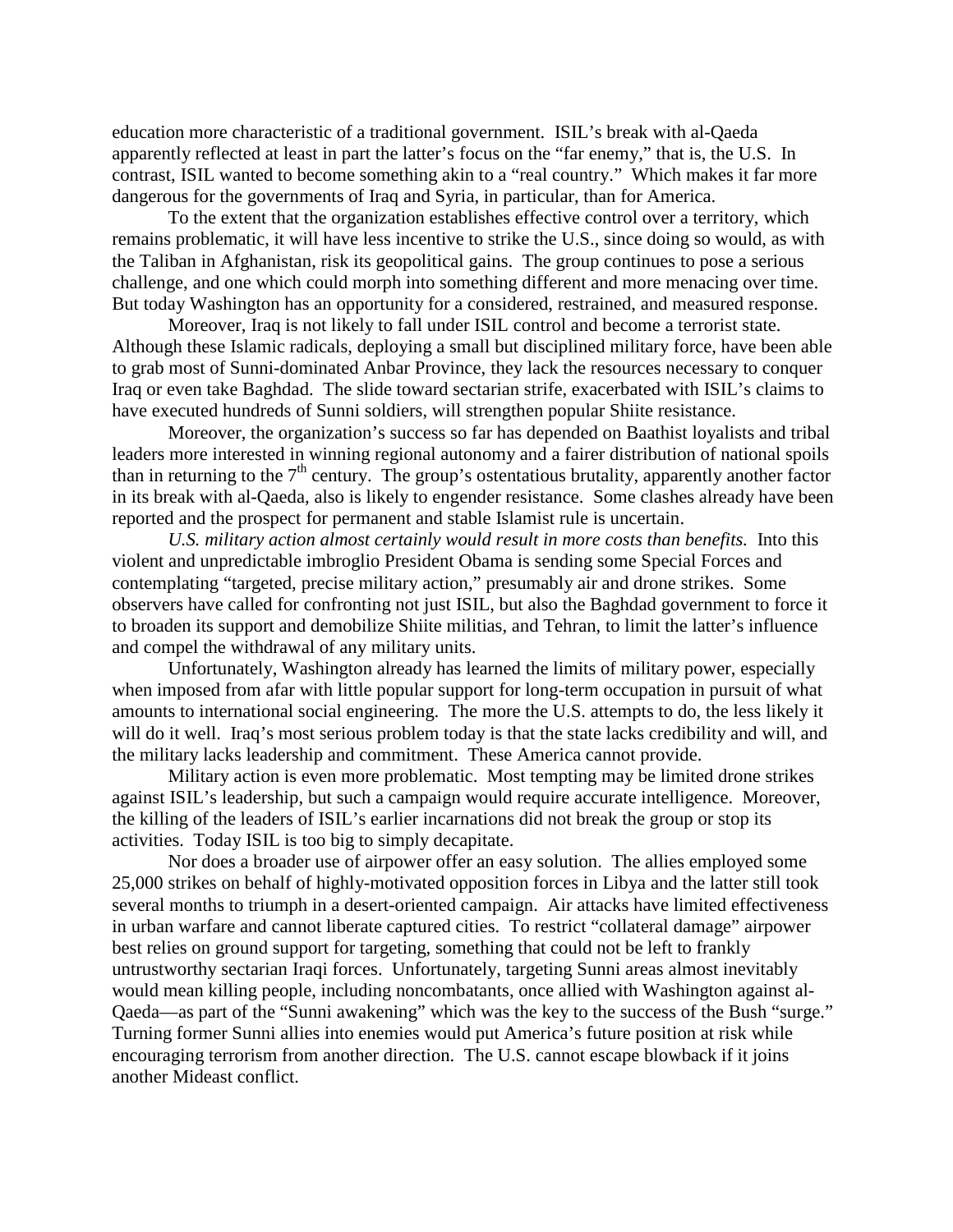education more characteristic of a traditional government. ISIL's break with al-Qaeda apparently reflected at least in part the latter's focus on the "far enemy," that is, the U.S. In contrast, ISIL wanted to become something akin to a "real country." Which makes it far more dangerous for the governments of Iraq and Syria, in particular, than for America.

To the extent that the organization establishes effective control over a territory, which remains problematic, it will have less incentive to strike the U.S., since doing so would, as with the Taliban in Afghanistan, risk its geopolitical gains. The group continues to pose a serious challenge, and one which could morph into something different and more menacing over time. But today Washington has an opportunity for a considered, restrained, and measured response.

Moreover, Iraq is not likely to fall under ISIL control and become a terrorist state. Although these Islamic radicals, deploying a small but disciplined military force, have been able to grab most of Sunni-dominated Anbar Province, they lack the resources necessary to conquer Iraq or even take Baghdad. The slide toward sectarian strife, exacerbated with ISIL's claims to have executed hundreds of Sunni soldiers, will strengthen popular Shiite resistance.

Moreover, the organization's success so far has depended on Baathist loyalists and tribal leaders more interested in winning regional autonomy and a fairer distribution of national spoils than in returning to the 7th century. The group's ostentatious brutality, apparently another factor in its break with al-Qaeda, also is likely to engender resistance. Some clashes already have been reported and the prospect for permanent and stable Islamist rule is uncertain.

*U.S. military action almost certainly would result in more costs than benefits.* Into this violent and unpredictable imbroglio President Obama is sending some Special Forces and contemplating "targeted, precise military action," presumably air and drone strikes. Some observers have called for confronting not just ISIL, but also the Baghdad government to force it to broaden its support and demobilize Shiite militias, and Tehran, to limit the latter's influence and compel the withdrawal of any military units.

Unfortunately, Washington already has learned the limits of military power, especially when imposed from afar with little popular support for long-term occupation in pursuit of what amounts to international social engineering. The more the U.S. attempts to do, the less likely it will do it well. Iraq's most serious problem today is that the state lacks credibility and will, and the military lacks leadership and commitment. These America cannot provide.

Military action is even more problematic. Most tempting may be limited drone strikes against ISIL's leadership, but such a campaign would require accurate intelligence. Moreover, the killing of the leaders of ISIL's earlier incarnations did not break the group or stop its activities. Today ISIL is too big to simply decapitate.

Nor does a broader use of airpower offer an easy solution. The allies employed some 25,000 strikes on behalf of highly-motivated opposition forces in Libya and the latter still took several months to triumph in a desert-oriented campaign. Air attacks have limited effectiveness in urban warfare and cannot liberate captured cities. To restrict "collateral damage" airpower best relies on ground support for targeting, something that could not be left to frankly untrustworthy sectarian Iraqi forces. Unfortunately, targeting Sunni areas almost inevitably would mean killing people, including noncombatants, once allied with Washington against al-Qaeda—as part of the "Sunni awakening" which was the key to the success of the Bush "surge." Turning former Sunni allies into enemies would put America's future position at risk while encouraging terrorism from another direction. The U.S. cannot escape blowback if it joins another Mideast conflict.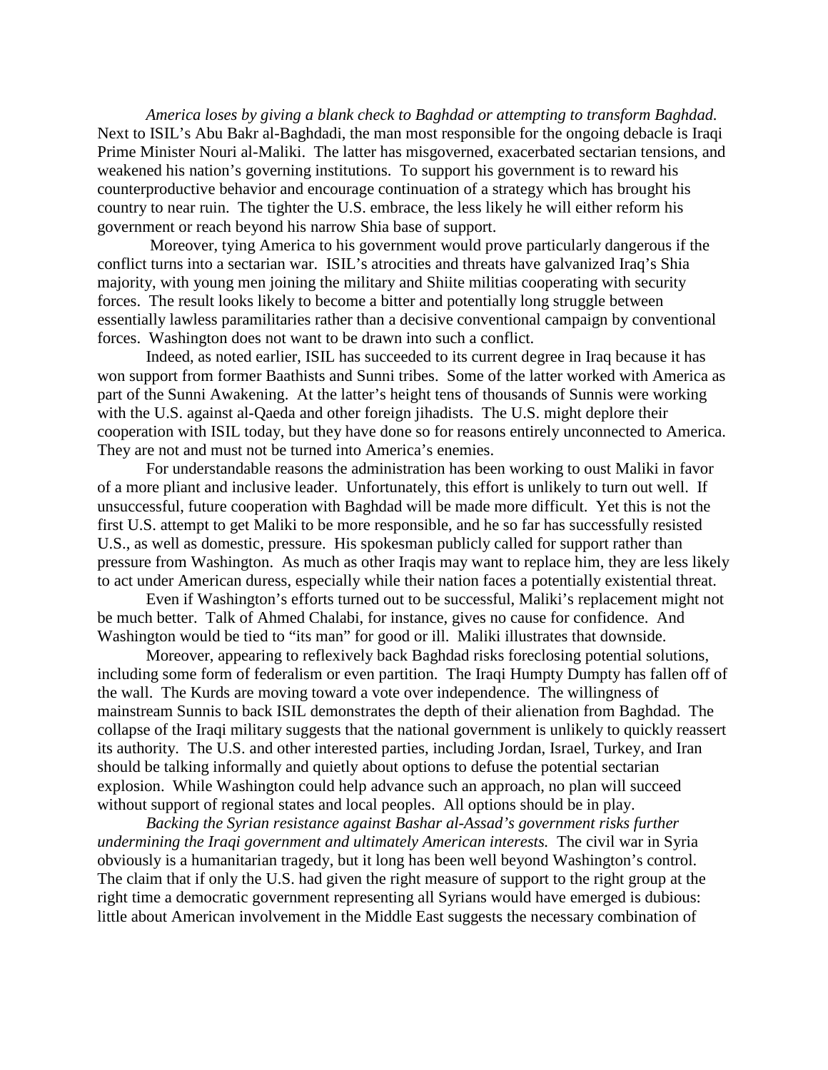*America loses by giving a blank check to Baghdad or attempting to transform Baghdad.* Next to ISIL's Abu Bakr al-Baghdadi, the man most responsible for the ongoing debacle is Iraqi Prime Minister Nouri al-Maliki. The latter has misgoverned, exacerbated sectarian tensions, and weakened his nation's governing institutions. To support his government is to reward his counterproductive behavior and encourage continuation of a strategy which has brought his country to near ruin. The tighter the U.S. embrace, the less likely he will either reform his government or reach beyond his narrow Shia base of support.

Moreover, tying America to his government would prove particularly dangerous if the conflict turns into a sectarian war. ISIL's atrocities and threats have galvanized Iraq's Shia majority, with young men joining the military and Shiite militias cooperating with security forces. The result looks likely to become a bitter and potentially long struggle between essentially lawless paramilitaries rather than a decisive conventional campaign by conventional forces. Washington does not want to be drawn into such a conflict.

Indeed, as noted earlier, ISIL has succeeded to its current degree in Iraq because it has won support from former Baathists and Sunni tribes. Some of the latter worked with America as part of the Sunni Awakening. At the latter's height tens of thousands of Sunnis were working with the U.S. against al-Qaeda and other foreign jihadists. The U.S. might deplore their cooperation with ISIL today, but they have done so for reasons entirely unconnected to America. They are not and must not be turned into America's enemies.

For understandable reasons the administration has been working to oust Maliki in favor of a more pliant and inclusive leader. Unfortunately, this effort is unlikely to turn out well. If unsuccessful, future cooperation with Baghdad will be made more difficult. Yet this is not the first U.S. attempt to get Maliki to be more responsible, and he so far has successfully resisted U.S., as well as domestic, pressure. His spokesman publicly called for support rather than pressure from Washington. As much as other Iraqis may want to replace him, they are less likely to act under American duress, especially while their nation faces a potentially existential threat.

Even if Washington's efforts turned out to be successful, Maliki's replacement might not be much better. Talk of Ahmed Chalabi, for instance, gives no cause for confidence. And Washington would be tied to "its man" for good or ill. Maliki illustrates that downside.

Moreover, appearing to reflexively back Baghdad risks foreclosing potential solutions, including some form of federalism or even partition. The Iraqi Humpty Dumpty has fallen off of the wall. The Kurds are moving toward a vote over independence. The willingness of mainstream Sunnis to back ISIL demonstrates the depth of their alienation from Baghdad. The collapse of the Iraqi military suggests that the national government is unlikely to quickly reassert its authority. The U.S. and other interested parties, including Jordan, Israel, Turkey, and Iran should be talking informally and quietly about options to defuse the potential sectarian explosion. While Washington could help advance such an approach, no plan will succeed without support of regional states and local peoples. All options should be in play.

*Backing the Syrian resistance against Bashar al-Assad's government risks further undermining the Iraqi government and ultimately American interests.* The civil war in Syria obviously is a humanitarian tragedy, but it long has been well beyond Washington's control. The claim that if only the U.S. had given the right measure of support to the right group at the right time a democratic government representing all Syrians would have emerged is dubious: little about American involvement in the Middle East suggests the necessary combination of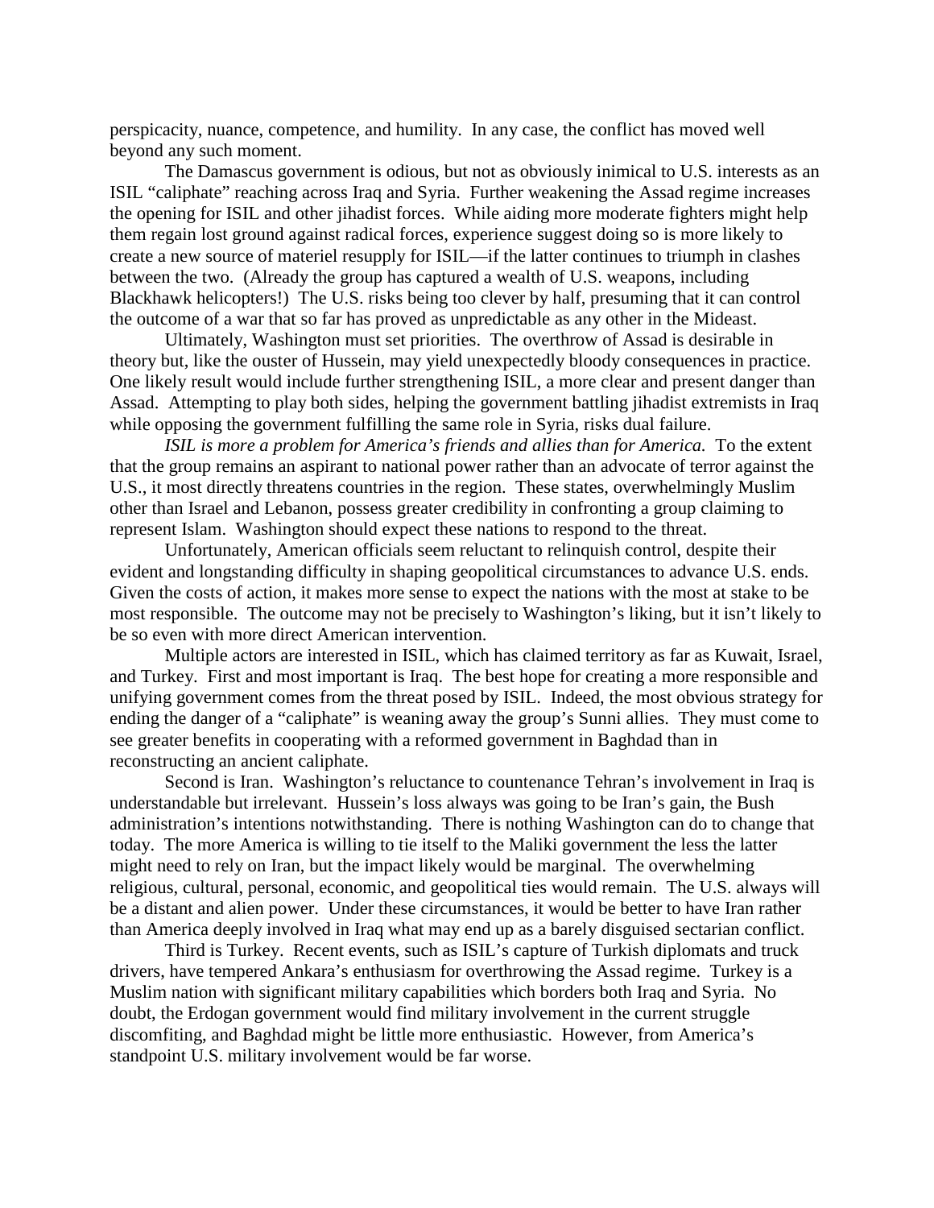perspicacity, nuance, competence, and humility. In any case, the conflict has moved well beyond any such moment.

The Damascus government is odious, but not as obviously inimical to U.S. interests as an ISIL "caliphate" reaching across Iraq and Syria. Further weakening the Assad regime increases the opening for ISIL and other jihadist forces. While aiding more moderate fighters might help them regain lost ground against radical forces, experience suggest doing so is more likely to create a new source of materiel resupply for ISIL—if the latter continues to triumph in clashes between the two. (Already the group has captured a wealth of U.S. weapons, including Blackhawk helicopters!) The U.S. risks being too clever by half, presuming that it can control the outcome of a war that so far has proved as unpredictable as any other in the Mideast.

Ultimately, Washington must set priorities. The overthrow of Assad is desirable in theory but, like the ouster of Hussein, may yield unexpectedly bloody consequences in practice. One likely result would include further strengthening ISIL, a more clear and present danger than Assad. Attempting to play both sides, helping the government battling jihadist extremists in Iraq while opposing the government fulfilling the same role in Syria, risks dual failure.

*ISIL is more a problem for America's friends and allies than for America.* To the extent that the group remains an aspirant to national power rather than an advocate of terror against the U.S., it most directly threatens countries in the region. These states, overwhelmingly Muslim other than Israel and Lebanon, possess greater credibility in confronting a group claiming to represent Islam. Washington should expect these nations to respond to the threat.

Unfortunately, American officials seem reluctant to relinquish control, despite their evident and longstanding difficulty in shaping geopolitical circumstances to advance U.S. ends. Given the costs of action, it makes more sense to expect the nations with the most at stake to be most responsible. The outcome may not be precisely to Washington's liking, but it isn't likely to be so even with more direct American intervention.

Multiple actors are interested in ISIL, which has claimed territory as far as Kuwait, Israel, and Turkey. First and most important is Iraq. The best hope for creating a more responsible and unifying government comes from the threat posed by ISIL. Indeed, the most obvious strategy for ending the danger of a "caliphate" is weaning away the group's Sunni allies. They must come to see greater benefits in cooperating with a reformed government in Baghdad than in reconstructing an ancient caliphate.

Second is Iran. Washington's reluctance to countenance Tehran's involvement in Iraq is understandable but irrelevant. Hussein's loss always was going to be Iran's gain, the Bush administration's intentions notwithstanding. There is nothing Washington can do to change that today. The more America is willing to tie itself to the Maliki government the less the latter might need to rely on Iran, but the impact likely would be marginal. The overwhelming religious, cultural, personal, economic, and geopolitical ties would remain. The U.S. always will be a distant and alien power. Under these circumstances, it would be better to have Iran rather than America deeply involved in Iraq what may end up as a barely disguised sectarian conflict.

Third is Turkey. Recent events, such as ISIL's capture of Turkish diplomats and truck drivers, have tempered Ankara's enthusiasm for overthrowing the Assad regime. Turkey is a Muslim nation with significant military capabilities which borders both Iraq and Syria. No doubt, the Erdogan government would find military involvement in the current struggle discomfiting, and Baghdad might be little more enthusiastic. However, from America's standpoint U.S. military involvement would be far worse.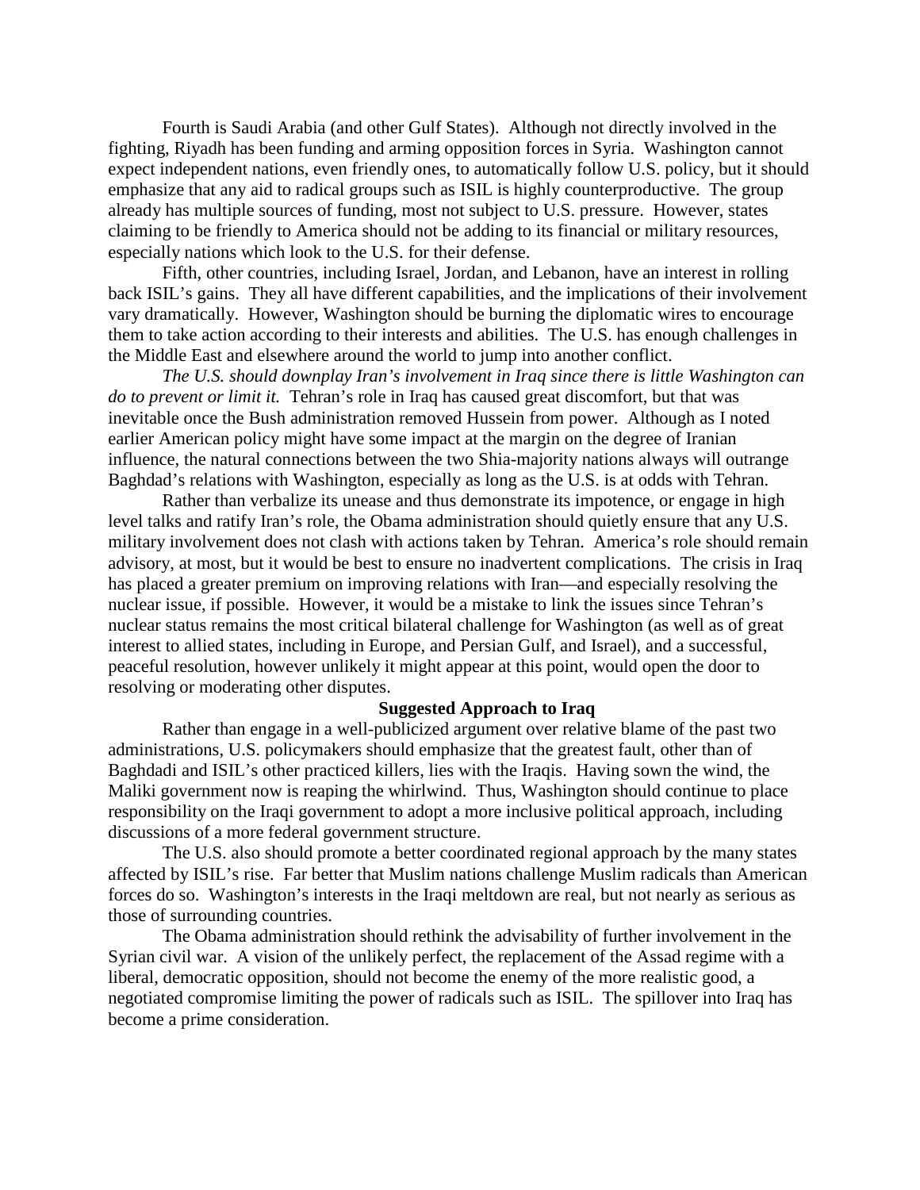Fourth is Saudi Arabia (and other Gulf States). Although not directly involved in the fighting, Riyadh has been funding and arming opposition forces in Syria. Washington cannot expect independent nations, even friendly ones, to automatically follow U.S. policy, but it should emphasize that any aid to radical groups such as ISIL is highly counterproductive. The group already has multiple sources of funding, most not subject to U.S. pressure. However, states claiming to be friendly to America should not be adding to its financial or military resources, especially nations which look to the U.S. for their defense.

Fifth, other countries, including Israel, Jordan, and Lebanon, have an interest in rolling back ISIL's gains. They all have different capabilities, and the implications of their involvement vary dramatically. However, Washington should be burning the diplomatic wires to encourage them to take action according to their interests and abilities. The U.S. has enough challenges in the Middle East and elsewhere around the world to jump into another conflict.

*The U.S. should downplay Iran's involvement in Iraq since there is little Washington can do to prevent or limit it.* Tehran's role in Iraq has caused great discomfort, but that was inevitable once the Bush administration removed Hussein from power. Although as I noted earlier American policy might have some impact at the margin on the degree of Iranian influence, the natural connections between the two Shia-majority nations always will outrange Baghdad's relations with Washington, especially as long as the U.S. is at odds with Tehran.

Rather than verbalize its unease and thus demonstrate its impotence, or engage in high level talks and ratify Iran's role, the Obama administration should quietly ensure that any U.S. military involvement does not clash with actions taken by Tehran. America's role should remain advisory, at most, but it would be best to ensure no inadvertent complications. The crisis in Iraq has placed a greater premium on improving relations with Iran—and especially resolving the nuclear issue, if possible. However, it would be a mistake to link the issues since Tehran's nuclear status remains the most critical bilateral challenge for Washington (as well as of great interest to allied states, including in Europe, and Persian Gulf, and Israel), and a successful, peaceful resolution, however unlikely it might appear at this point, would open the door to resolving or moderating other disputes.

**Suggested Approach to Iraq**

Rather than engage in a well-publicized argument over relative blame of the past two administrations, U.S. policymakers should emphasize that the greatest fault, other than of Baghdadi and ISIL's other practiced killers, lies with the Iraqis. Having sown the wind, the Maliki government now is reaping the whirlwind. Thus, Washington should continue to place responsibility on the Iraqi government to adopt a more inclusive political approach, including discussions of a more federal government structure.

The U.S. also should promote a better coordinated regional approach by the many states affected by ISIL's rise. Far better that Muslim nations challenge Muslim radicals than American forces do so. Washington's interests in the Iraqi meltdown are real, but not nearly as serious as those of surrounding countries.

The Obama administration should rethink the advisability of further involvement in the Syrian civil war. A vision of the unlikely perfect, the replacement of the Assad regime with a liberal, democratic opposition, should not become the enemy of the more realistic good, a negotiated compromise limiting the power of radicals such as ISIL. The spillover into Iraq has become a prime consideration.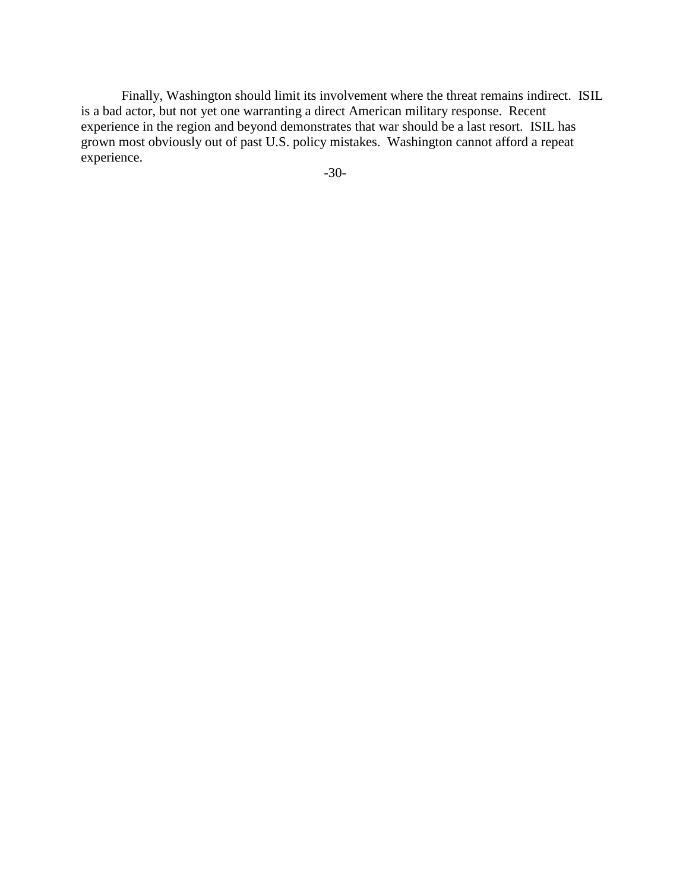Finally, Washington should limit its involvement where the threat remains indirect. ISIL is a bad actor, but not yet one warranting a direct American military response. Recent experience in the region and beyond demonstrates that war should be a last resort. ISIL has grown most obviously out of past U.S. policy mistakes. Washington cannot afford a repeat experience.

-30-